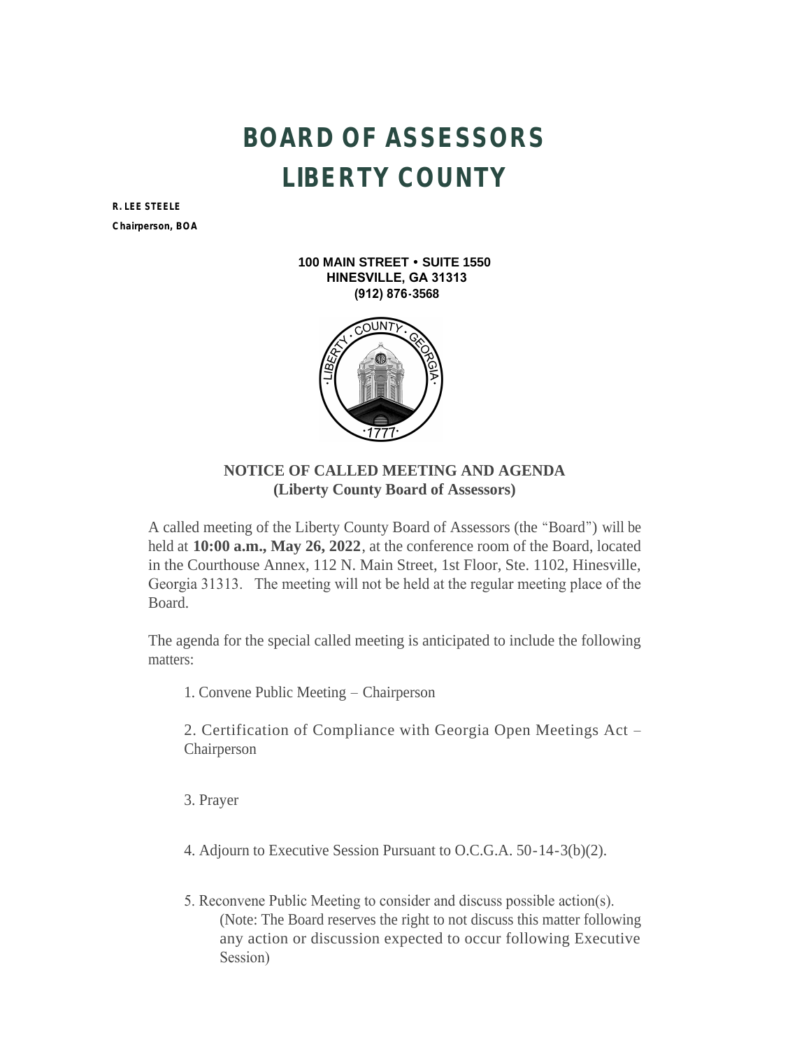# BOARD OF ASSESSORS
# LIBERTY COUNTY

**R. LEE STEELE**
**Chairperson, BOA**

**100 MAIN STREET • SUITE 1550**
**HINESVILLE, GA 31313**
**(912) 876-3568**

## NOTICE OF CALLED MEETING AND AGENDA
## (Liberty County Board of Assessors)

A called meeting of the Liberty County Board of Assessors (the "Board") will be held at **10:00 a.m., May 26, 2022**, at the conference room of the Board, located in the Courthouse Annex, 112 N. Main Street, 1st Floor, Ste. 1102, Hinesville, Georgia 31313. The meeting will not be held at the regular meeting place of the Board.

The agenda for the special called meeting is anticipated to include the following matters:

1. Convene Public Meeting – Chairperson

2. Certification of Compliance with Georgia Open Meetings Act – Chairperson

3. Prayer

4. Adjourn to Executive Session Pursuant to O.C.G.A. 50-14-3(b)(2).

5. Reconvene Public Meeting to consider and discuss possible action(s).
   (Note: The Board reserves the right to not discuss this matter following any action or discussion expected to occur following Executive Session)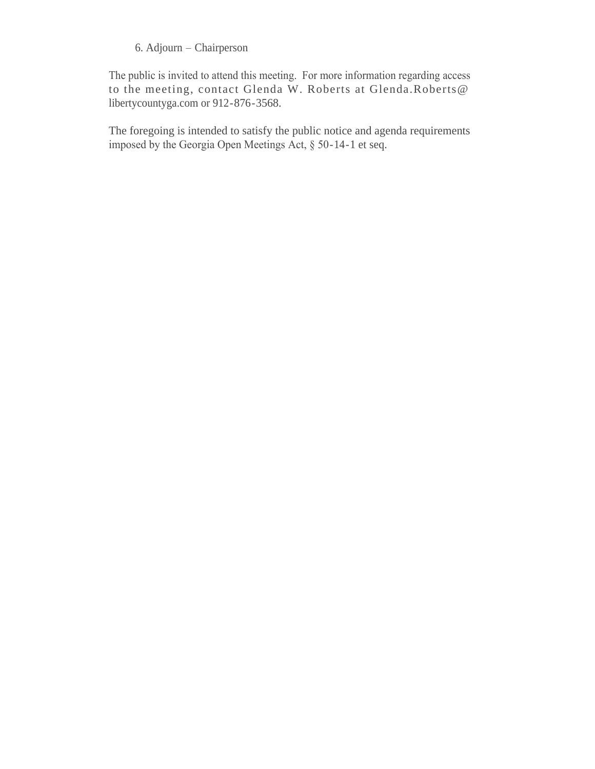6. Adjourn – Chairperson

The public is invited to attend this meeting. For more information regarding access to the meeting, contact Glenda W. Roberts at Glenda.Roberts@ libertycountyga.com or 912-876-3568.

The foregoing is intended to satisfy the public notice and agenda requirements imposed by the Georgia Open Meetings Act, § 50-14-1 et seq.